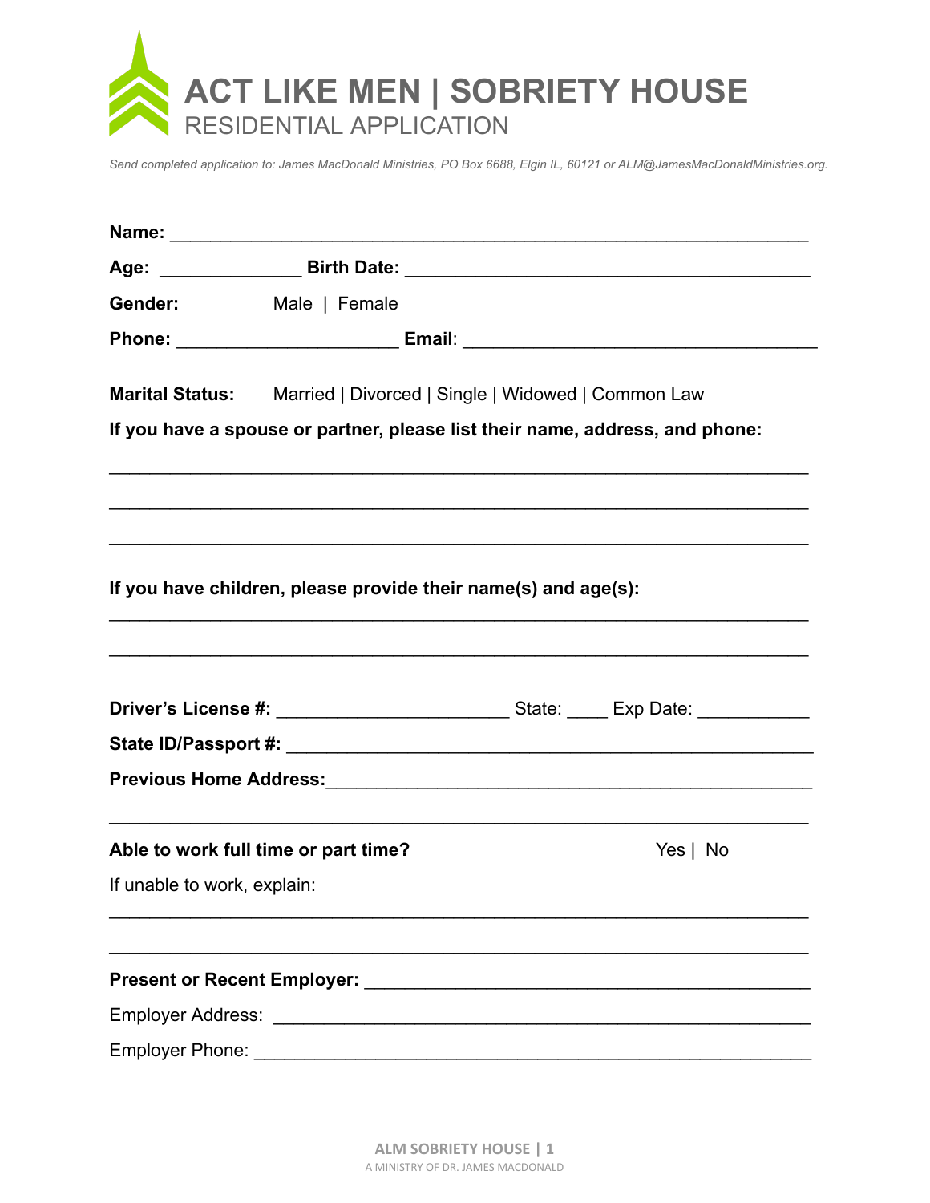# ACT LIKE MEN | SOBRIETY HOUSE

## RESIDENTIAL APPLICATION

*Send completed application to: James MacDonald Ministries, PO Box 6688, Elgin IL, 60121 or ALM@JamesMacDonaldMinistries.org.*

---

**Name:** ________________________________________________________________

**Age:** ______________ **Birth Date:** ________________________________________

**Gender:** Male | Female

**Phone:** _____________________ **Email**: ___________________________________

**Marital Status:** Married | Divorced | Single | Widowed | Common Law

**If you have a spouse or partner, please list their name, address, and phone:**

___________________________________________________________________

___________________________________________________________________

___________________________________________________________________

**If you have children, please provide their name(s) and age(s):**

___________________________________________________________________

___________________________________________________________________

**Driver's License #:** ______________________ State: ____ Exp Date: ___________

**State ID/Passport #:** ______________________________________________________

**Previous Home Address:**_______________________________________________

___________________________________________________________________

**Able to work full time or part time?** Yes | No

If unable to work, explain:

___________________________________________________________________

___________________________________________________________________

**Present or Recent Employer:** ____________________________________________

Employer Address: ____________________________________________________

Employer Phone: ______________________________________________________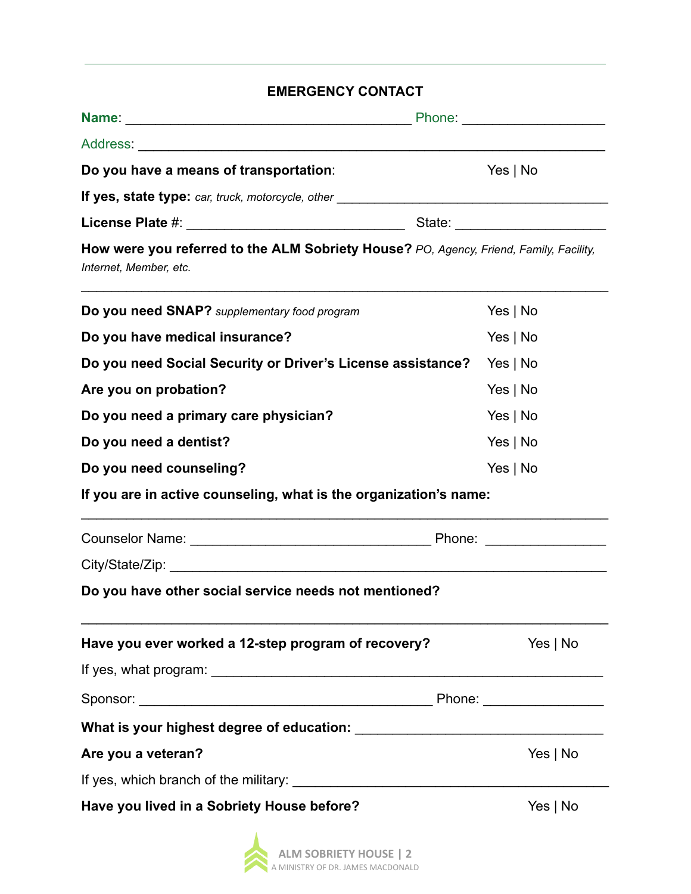## EMERGENCY CONTACT

**Name**: ______________________________________ Phone: __________________

Address: ________________________________________________________________

**Do you have a means of transportation**: Yes | No

**If yes, state type:** *car, truck, motorcycle, other* ____________________________________

**License Plate #**: ____________________________ State: ___________________

**How were you referred to the ALM Sobriety House?** *PO, Agency, Friend, Family, Facility, Internet, Member, etc.*

________________________________________________________________________

**Do you need SNAP?** *supplementary food program* Yes | No

**Do you have medical insurance?** Yes | No

**Do you need Social Security or Driver's License assistance?** Yes | No

**Are you on probation?** Yes | No

**Do you need a primary care physician?** Yes | No

**Do you need a dentist?** Yes | No

**Do you need counseling?** Yes | No

**If you are in active counseling, what is the organization's name:**

________________________________________________________________________

Counselor Name: ________________________________ Phone: _______________

City/State/Zip: __________________________________________________________

**Do you have other social service needs not mentioned?**

________________________________________________________________________

**Have you ever worked a 12-step program of recovery?** Yes | No

If yes, what program: ____________________________________________________

Sponsor: _______________________________________ Phone: _______________

**What is your highest degree of education:** _________________________________

**Are you a veteran?** Yes | No

If yes, which branch of the military: ________________________________________

**Have you lived in a Sobriety House before?** Yes | No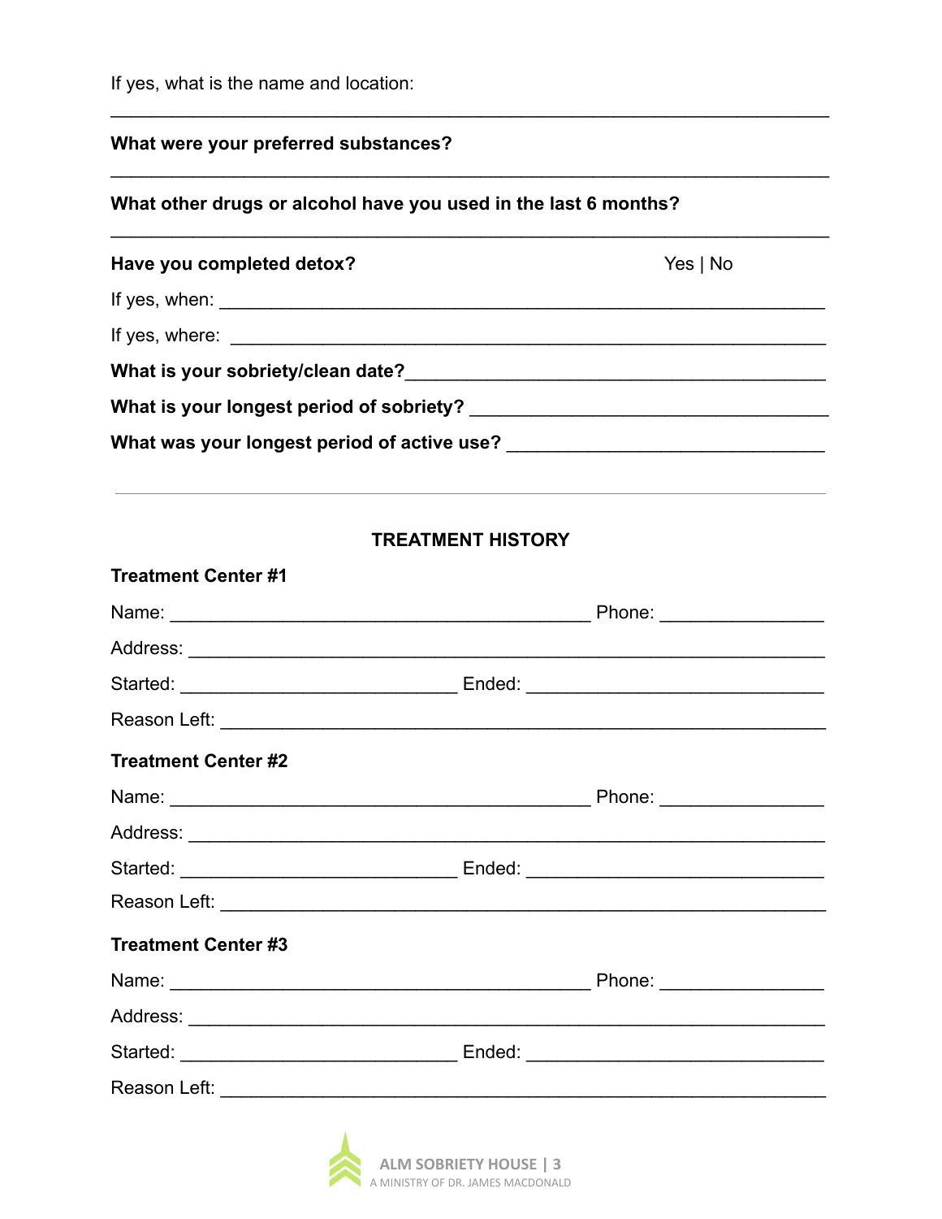If yes, what is the name and location:

______________________________________________________________________

**What were your preferred substances?**

______________________________________________________________________

**What other drugs or alcohol have you used in the last 6 months?**

______________________________________________________________________

**Have you completed detox?** Yes | No

If yes, when: ___________________________________________________________

If yes, where: __________________________________________________________

**What is your sobriety/clean date?**__________________________________________

**What is your longest period of sobriety?** ___________________________________

**What was your longest period of active use?** _______________________________

---

## TREATMENT HISTORY

**Treatment Center #1**

Name: ________________________________________ Phone: _______________

Address: _______________________________________________________________

Started: __________________________ Ended: ____________________________

Reason Left: ____________________________________________________________

**Treatment Center #2**

Name: ________________________________________ Phone: _______________

Address: _______________________________________________________________

Started: __________________________ Ended: ____________________________

Reason Left: ____________________________________________________________

**Treatment Center #3**

Name: ________________________________________ Phone: _______________

Address: _______________________________________________________________

Started: __________________________ Ended: ____________________________

Reason Left: ____________________________________________________________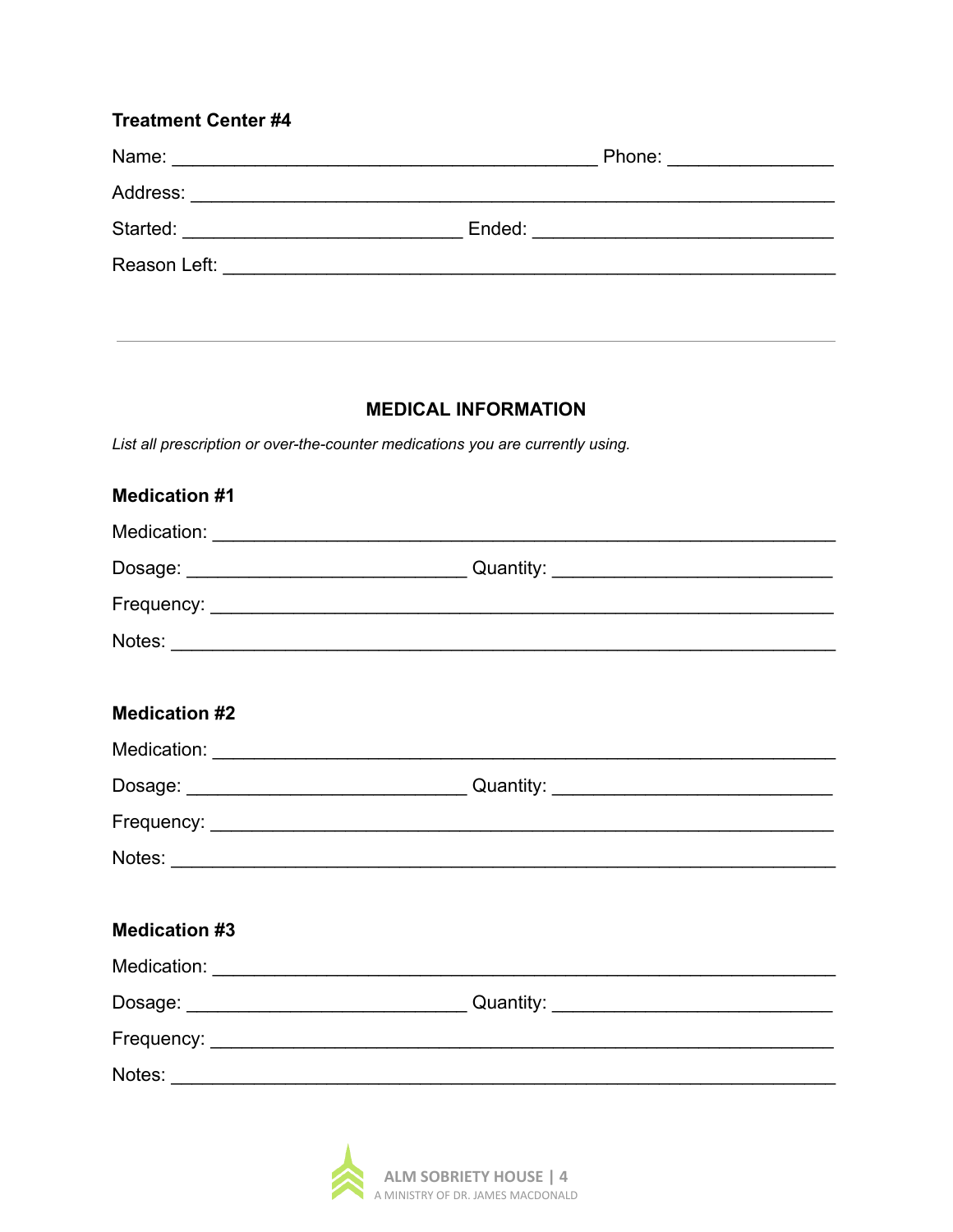**Treatment Center #4**

Name: ________________________________________ Phone: _______________

Address: _____________________________________________________________

Started: __________________________ Ended: ____________________________

Reason Left: __________________________________________________________

---

## MEDICAL INFORMATION

*List all prescription or over-the-counter medications you are currently using.*

**Medication #1**

Medication: ___________________________________________________________

Dosage: __________________________ Quantity: __________________________

Frequency: ____________________________________________________________

Notes: _______________________________________________________________

**Medication #2**

Medication: ___________________________________________________________

Dosage: __________________________ Quantity: __________________________

Frequency: ____________________________________________________________

Notes: _______________________________________________________________

**Medication #3**

Medication: ___________________________________________________________

Dosage: __________________________ Quantity: __________________________

Frequency: ____________________________________________________________

Notes: _______________________________________________________________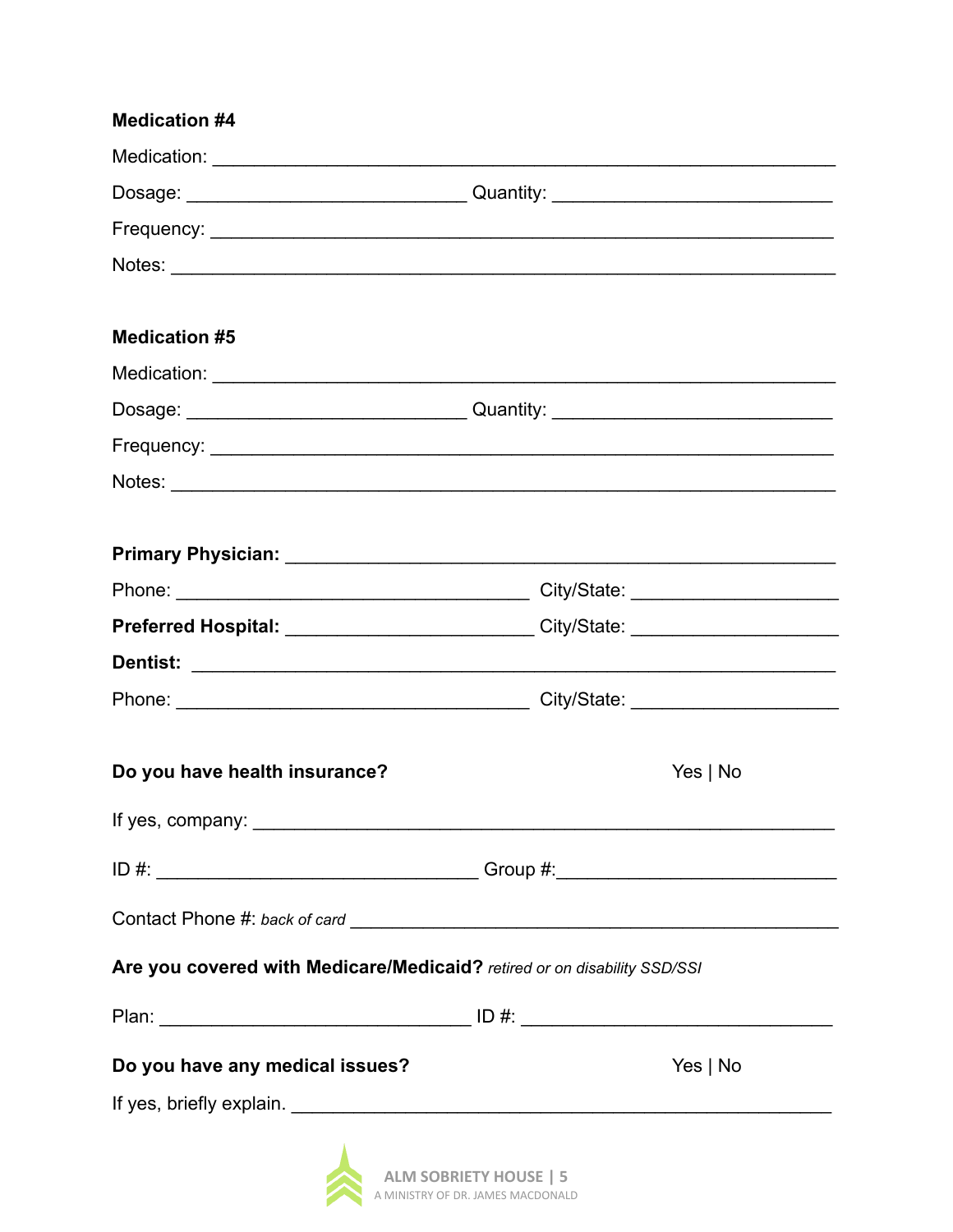**Medication #4**

Medication: ____________________________________________________________

Dosage: __________________________ Quantity: __________________________

Frequency: __________________________________________________________

Notes: ______________________________________________________________

**Medication #5**

Medication: ____________________________________________________________

Dosage: __________________________ Quantity: __________________________

Frequency: __________________________________________________________

Notes: ______________________________________________________________

**Primary Physician:** __________________________________________________

Phone: _________________________________ City/State: ___________________

**Preferred Hospital:** ______________________ City/State: ___________________

**Dentist:** ____________________________________________________________

Phone: _________________________________ City/State: ___________________

**Do you have health insurance?** Yes | No

If yes, company: ______________________________________________________

ID #: ______________________________ Group #:__________________________

Contact Phone #: *back of card* ____________________________________________

**Are you covered with Medicare/Medicaid?** *retired or on disability SSD/SSI*

Plan: _____________________________ ID #: ______________________________

**Do you have any medical issues?** Yes | No

If yes, briefly explain. __________________________________________________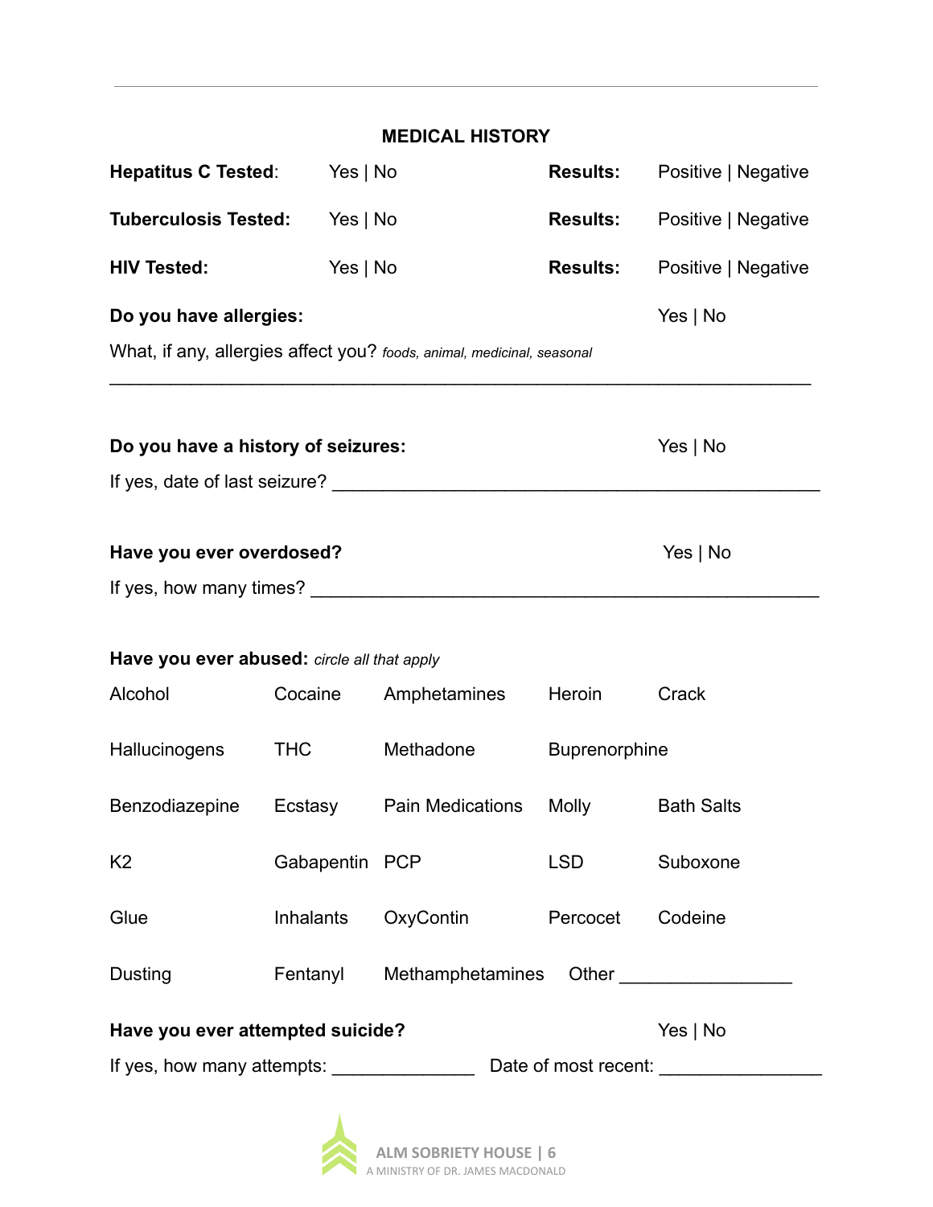## MEDICAL HISTORY

| | | | |
|---|---|---|---|
| **Hepatitus C Tested**: | Yes \| No | **Results:** | Positive \| Negative |
| **Tuberculosis Tested:** | Yes \| No | **Results:** | Positive \| Negative |
| **HIV Tested:** | Yes \| No | **Results:** | Positive \| Negative |

**Do you have allergies:** Yes | No

What, if any, allergies affect you? *foods, animal, medicinal, seasonal*

_______________________________________________________________

**Do you have a history of seizures:** Yes | No

If yes, date of last seizure? ___________________________________________

**Have you ever overdosed?** Yes | No

If yes, how many times? ____________________________________________

**Have you ever abused:** *circle all that apply*

| | | | | |
|---|---|---|---|---|
| Alcohol | Cocaine | Amphetamines | Heroin | Crack |
| Hallucinogens | THC | Methadone | Buprenorphine | |
| Benzodiazepine | Ecstasy | Pain Medications | Molly | Bath Salts |
| K2 | Gabapentin | PCP | LSD | Suboxone |
| Glue | Inhalants | OxyContin | Percocet | Codeine |
| Dusting | Fentanyl | Methamphetamines | Other ________________ | |

**Have you ever attempted suicide?** Yes | No

If yes, how many attempts: _____________ Date of most recent: _______________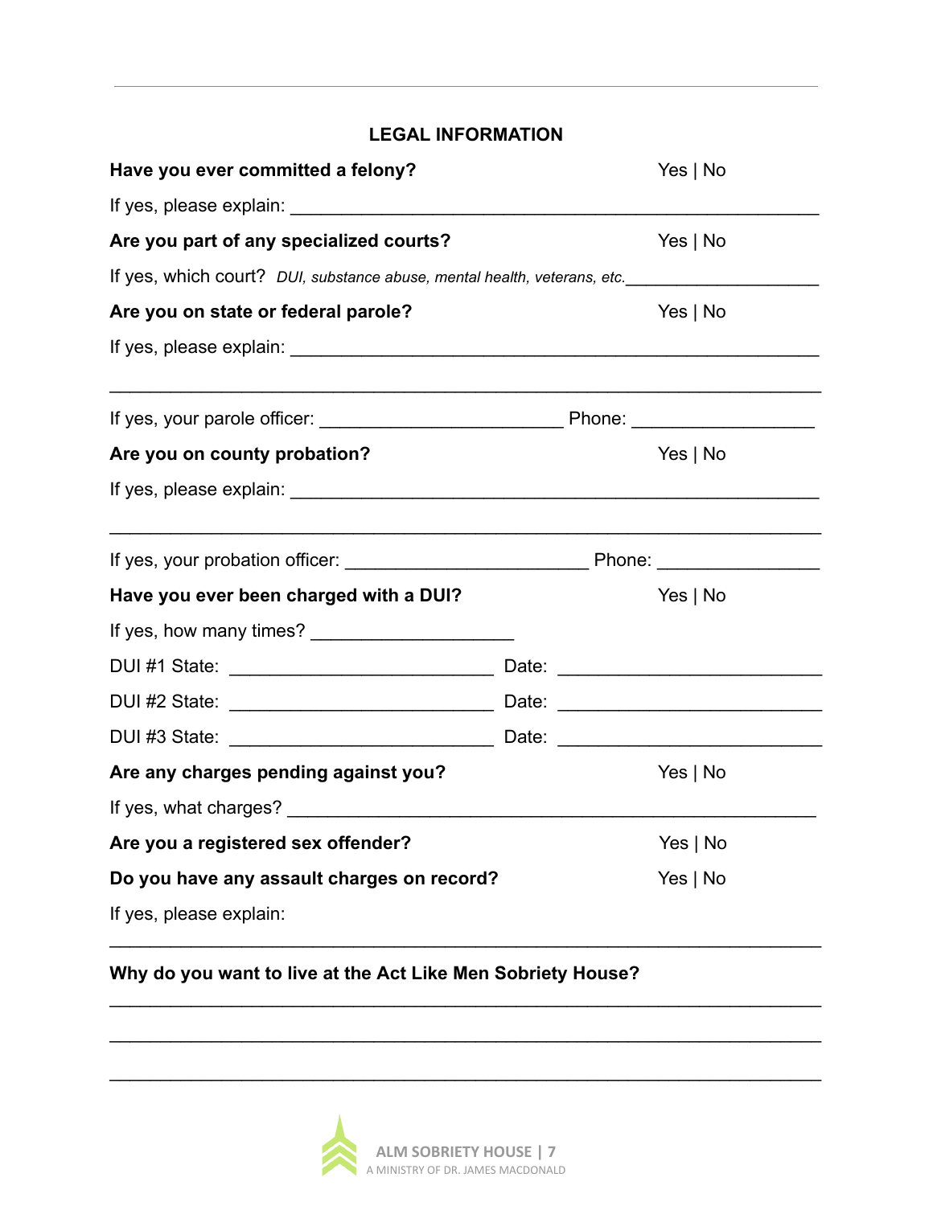## LEGAL INFORMATION

**Have you ever committed a felony?** Yes | No

If yes, please explain: ______________________________________________________

**Are you part of any specialized courts?** Yes | No

If yes, which court? *DUI, substance abuse, mental health, veterans, etc.*___________________

**Are you on state or federal parole?** Yes | No

If yes, please explain: ______________________________________________________

_____________________________________________________________________________

If yes, your parole officer: ________________________ Phone: __________________

**Are you on county probation?** Yes | No

If yes, please explain: ______________________________________________________

_____________________________________________________________________________

If yes, your probation officer: ________________________ Phone: ________________

**Have you ever been charged with a DUI?** Yes | No

If yes, how many times? ____________________

DUI #1 State: __________________________ Date: __________________________

DUI #2 State: __________________________ Date: __________________________

DUI #3 State: __________________________ Date: __________________________

**Are any charges pending against you?** Yes | No

If yes, what charges? ________________________________________________________

**Are you a registered sex offender?** Yes | No

**Do you have any assault charges on record?** Yes | No

If yes, please explain:

_____________________________________________________________________________

**Why do you want to live at the Act Like Men Sobriety House?**

_____________________________________________________________________________

_____________________________________________________________________________

_____________________________________________________________________________

ALM SOBRIETY HOUSE | 7
A MINISTRY OF DR. JAMES MACDONALD